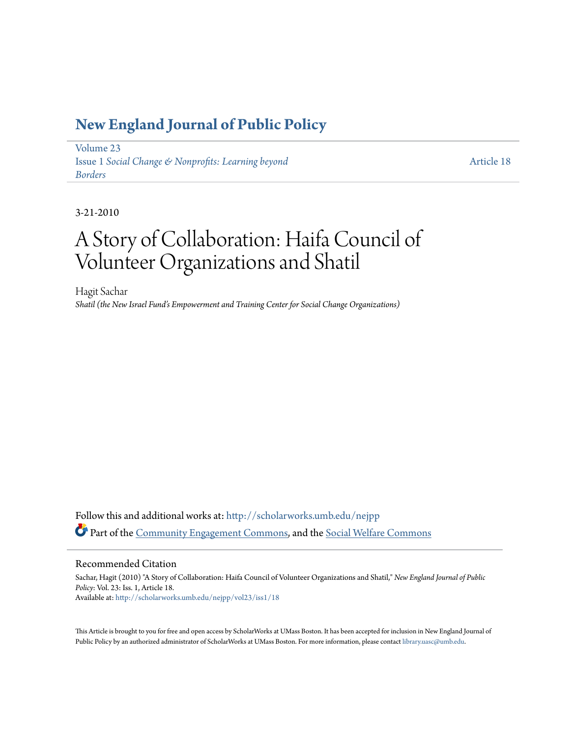# New England Journal of Public Policy

Volume 23
Issue 1 *Social Change & Nonprofits: Learning beyond Borders*

Article 18

3-21-2010

# A Story of Collaboration: Haifa Council of Volunteer Organizations and Shatil

Hagit Sachar
*Shatil (the New Israel Fund's Empowerment and Training Center for Social Change Organizations)*

Follow this and additional works at: http://scholarworks.umb.edu/nejpp
Part of the Community Engagement Commons, and the Social Welfare Commons

## Recommended Citation

Sachar, Hagit (2010) "A Story of Collaboration: Haifa Council of Volunteer Organizations and Shatil," *New England Journal of Public Policy*: Vol. 23: Iss. 1, Article 18.
Available at: http://scholarworks.umb.edu/nejpp/vol23/iss1/18

This Article is brought to you for free and open access by ScholarWorks at UMass Boston. It has been accepted for inclusion in New England Journal of Public Policy by an authorized administrator of ScholarWorks at UMass Boston. For more information, please contact library.uasc@umb.edu.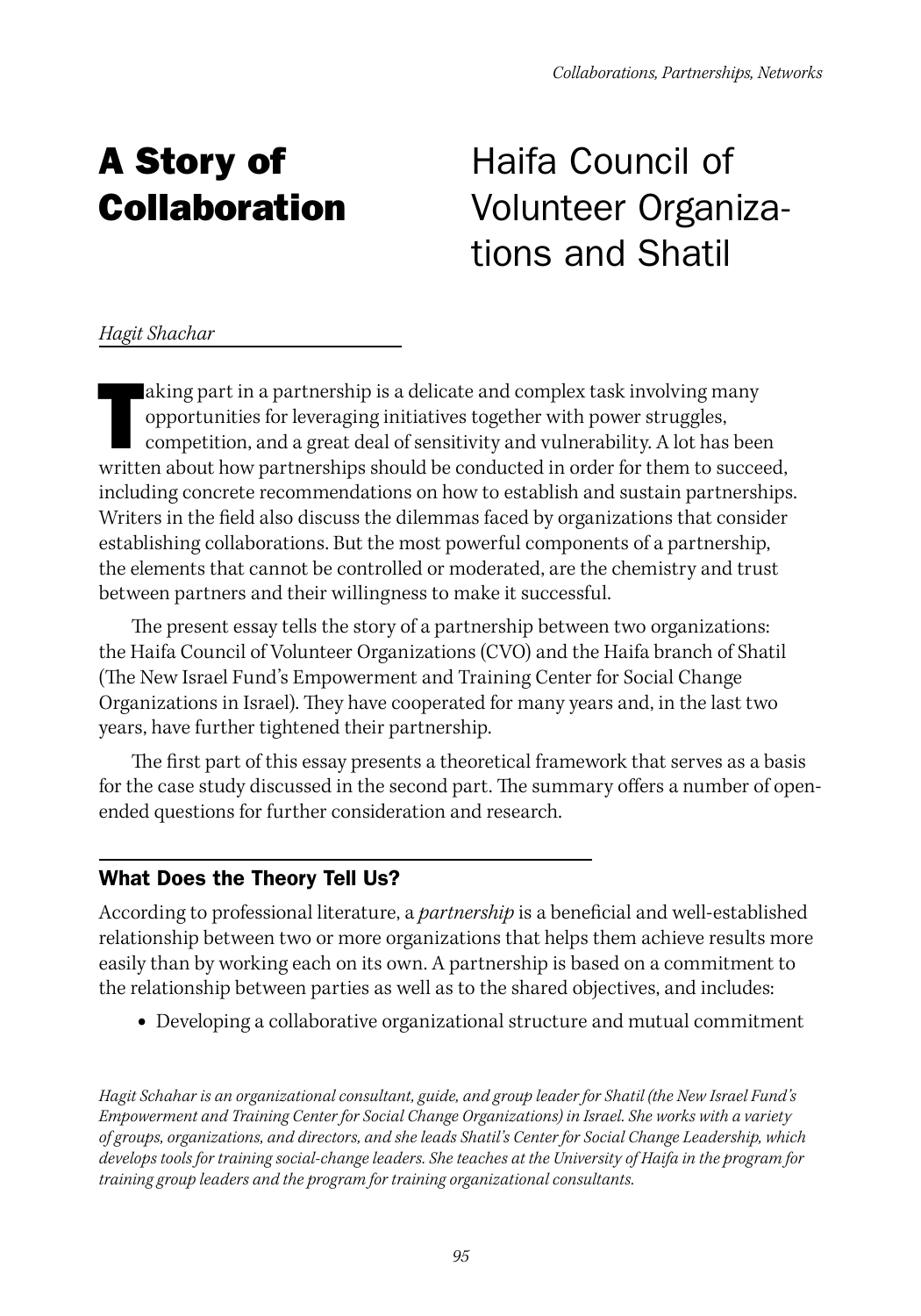# A Story of Collaboration

## Haifa Council of Volunteer Organizations and Shatil

*Hagit Shachar*

Taking part in a partnership is a delicate and complex task involving many opportunities for leveraging initiatives together with power struggles, competition, and a great deal of sensitivity and vulnerability. A lot has been written about how partnerships should be conducted in order for them to succeed, including concrete recommendations on how to establish and sustain partnerships. Writers in the field also discuss the dilemmas faced by organizations that consider establishing collaborations. But the most powerful components of a partnership, the elements that cannot be controlled or moderated, are the chemistry and trust between partners and their willingness to make it successful.

The present essay tells the story of a partnership between two organizations: the Haifa Council of Volunteer Organizations (CVO) and the Haifa branch of Shatil (The New Israel Fund's Empowerment and Training Center for Social Change Organizations in Israel). They have cooperated for many years and, in the last two years, have further tightened their partnership.

The first part of this essay presents a theoretical framework that serves as a basis for the case study discussed in the second part. The summary offers a number of open-ended questions for further consideration and research.

### What Does the Theory Tell Us?

According to professional literature, a *partnership* is a beneficial and well-established relationship between two or more organizations that helps them achieve results more easily than by working each on its own. A partnership is based on a commitment to the relationship between parties as well as to the shared objectives, and includes:

- Developing a collaborative organizational structure and mutual commitment

*Hagit Schahar is an organizational consultant, guide, and group leader for Shatil (the New Israel Fund's Empowerment and Training Center for Social Change Organizations) in Israel. She works with a variety of groups, organizations, and directors, and she leads Shatil's Center for Social Change Leadership, which develops tools for training social-change leaders. She teaches at the University of Haifa in the program for training group leaders and the program for training organizational consultants.*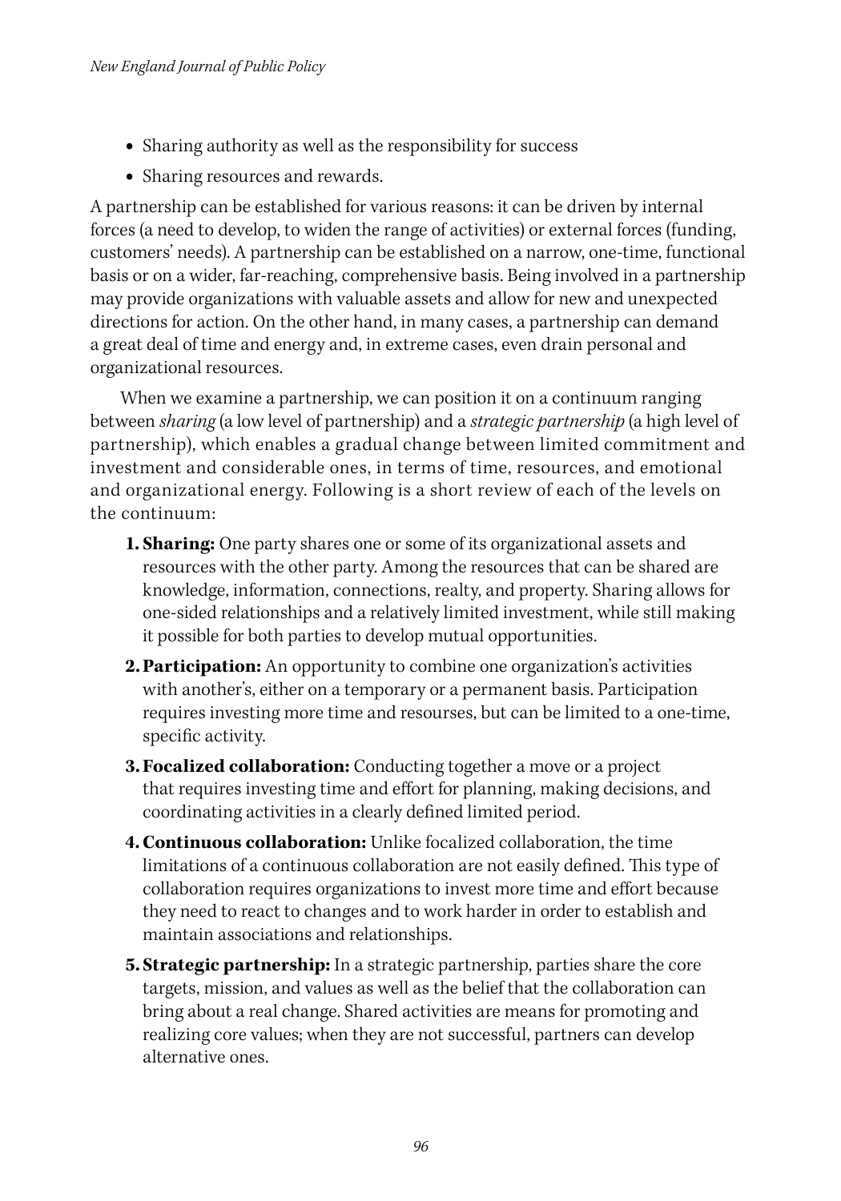- Sharing authority as well as the responsibility for success
- Sharing resources and rewards.

A partnership can be established for various reasons: it can be driven by internal forces (a need to develop, to widen the range of activities) or external forces (funding, customers' needs). A partnership can be established on a narrow, one-time, functional basis or on a wider, far-reaching, comprehensive basis. Being involved in a partnership may provide organizations with valuable assets and allow for new and unexpected directions for action. On the other hand, in many cases, a partnership can demand a great deal of time and energy and, in extreme cases, even drain personal and organizational resources.

When we examine a partnership, we can position it on a continuum ranging between *sharing* (a low level of partnership) and a *strategic partnership* (a high level of partnership), which enables a gradual change between limited commitment and investment and considerable ones, in terms of time, resources, and emotional and organizational energy. Following is a short review of each of the levels on the continuum:

1. **Sharing:** One party shares one or some of its organizational assets and resources with the other party. Among the resources that can be shared are knowledge, information, connections, realty, and property. Sharing allows for one-sided relationships and a relatively limited investment, while still making it possible for both parties to develop mutual opportunities.
2. **Participation:** An opportunity to combine one organization's activities with another's, either on a temporary or a permanent basis. Participation requires investing more time and resourses, but can be limited to a one-time, specific activity.
3. **Focalized collaboration:** Conducting together a move or a project that requires investing time and effort for planning, making decisions, and coordinating activities in a clearly defined limited period.
4. **Continuous collaboration:** Unlike focalized collaboration, the time limitations of a continuous collaboration are not easily defined. This type of collaboration requires organizations to invest more time and effort because they need to react to changes and to work harder in order to establish and maintain associations and relationships.
5. **Strategic partnership:** In a strategic partnership, parties share the core targets, mission, and values as well as the belief that the collaboration can bring about a real change. Shared activities are means for promoting and realizing core values; when they are not successful, partners can develop alternative ones.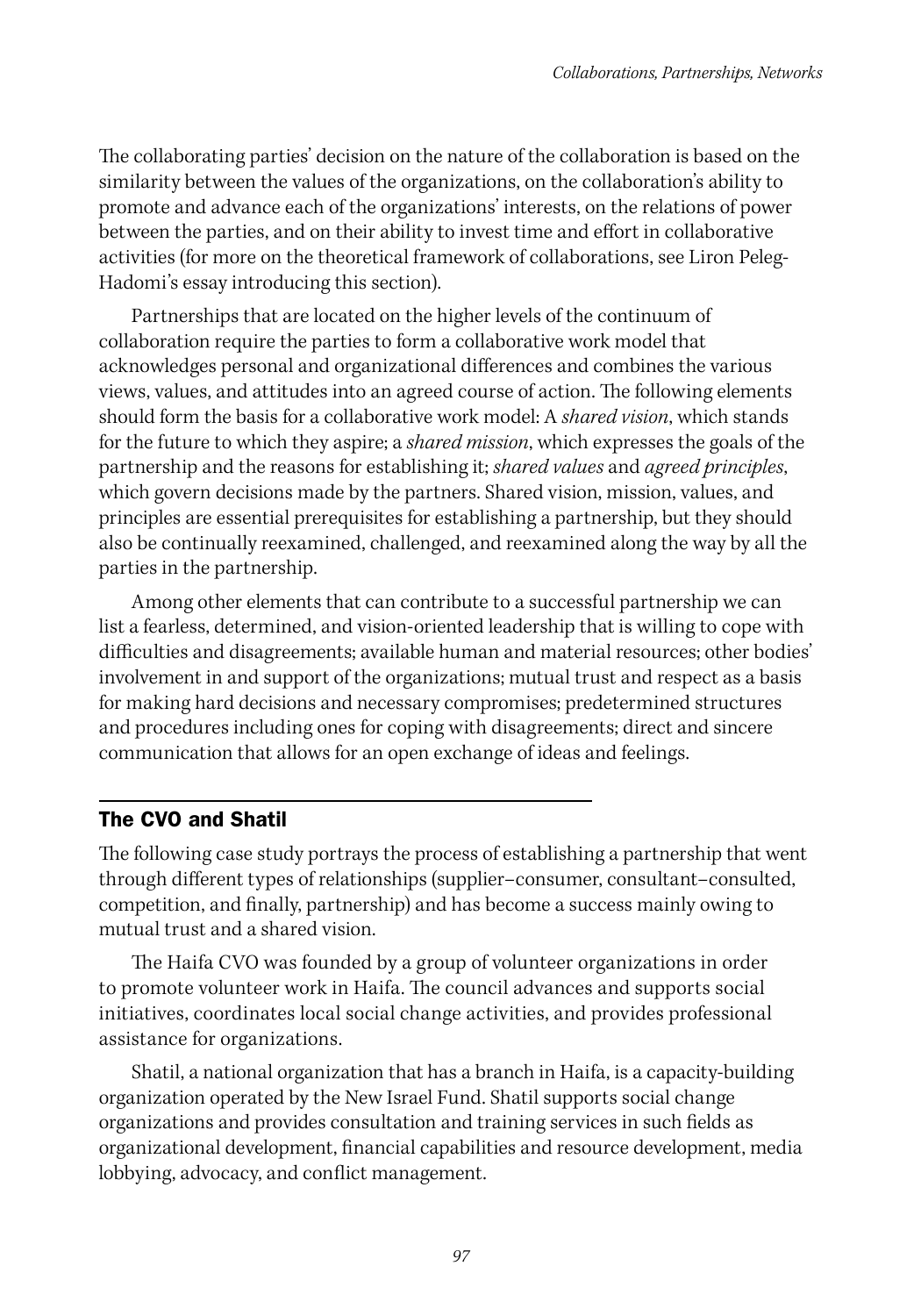The collaborating parties' decision on the nature of the collaboration is based on the similarity between the values of the organizations, on the collaboration's ability to promote and advance each of the organizations' interests, on the relations of power between the parties, and on their ability to invest time and effort in collaborative activities (for more on the theoretical framework of collaborations, see Liron Peleg-Hadomi's essay introducing this section).

Partnerships that are located on the higher levels of the continuum of collaboration require the parties to form a collaborative work model that acknowledges personal and organizational differences and combines the various views, values, and attitudes into an agreed course of action. The following elements should form the basis for a collaborative work model: A *shared vision*, which stands for the future to which they aspire; a *shared mission*, which expresses the goals of the partnership and the reasons for establishing it; *shared values* and *agreed principles*, which govern decisions made by the partners. Shared vision, mission, values, and principles are essential prerequisites for establishing a partnership, but they should also be continually reexamined, challenged, and reexamined along the way by all the parties in the partnership.

Among other elements that can contribute to a successful partnership we can list a fearless, determined, and vision-oriented leadership that is willing to cope with difficulties and disagreements; available human and material resources; other bodies' involvement in and support of the organizations; mutual trust and respect as a basis for making hard decisions and necessary compromises; predetermined structures and procedures including ones for coping with disagreements; direct and sincere communication that allows for an open exchange of ideas and feelings.

## The CVO and Shatil

The following case study portrays the process of establishing a partnership that went through different types of relationships (supplier–consumer, consultant–consulted, competition, and finally, partnership) and has become a success mainly owing to mutual trust and a shared vision.

The Haifa CVO was founded by a group of volunteer organizations in order to promote volunteer work in Haifa. The council advances and supports social initiatives, coordinates local social change activities, and provides professional assistance for organizations.

Shatil, a national organization that has a branch in Haifa, is a capacity-building organization operated by the New Israel Fund. Shatil supports social change organizations and provides consultation and training services in such fields as organizational development, financial capabilities and resource development, media lobbying, advocacy, and conflict management.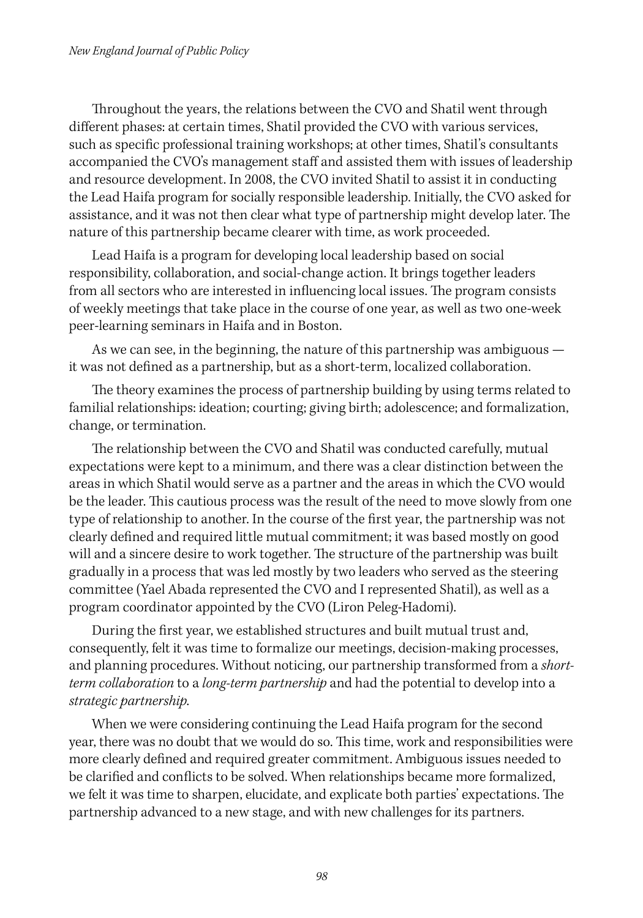Throughout the years, the relations between the CVO and Shatil went through different phases: at certain times, Shatil provided the CVO with various services, such as specific professional training workshops; at other times, Shatil's consultants accompanied the CVO's management staff and assisted them with issues of leadership and resource development. In 2008, the CVO invited Shatil to assist it in conducting the Lead Haifa program for socially responsible leadership. Initially, the CVO asked for assistance, and it was not then clear what type of partnership might develop later. The nature of this partnership became clearer with time, as work proceeded.

Lead Haifa is a program for developing local leadership based on social responsibility, collaboration, and social-change action. It brings together leaders from all sectors who are interested in influencing local issues. The program consists of weekly meetings that take place in the course of one year, as well as two one-week peer-learning seminars in Haifa and in Boston.

As we can see, in the beginning, the nature of this partnership was ambiguous — it was not defined as a partnership, but as a short-term, localized collaboration.

The theory examines the process of partnership building by using terms related to familial relationships: ideation; courting; giving birth; adolescence; and formalization, change, or termination.

The relationship between the CVO and Shatil was conducted carefully, mutual expectations were kept to a minimum, and there was a clear distinction between the areas in which Shatil would serve as a partner and the areas in which the CVO would be the leader. This cautious process was the result of the need to move slowly from one type of relationship to another. In the course of the first year, the partnership was not clearly defined and required little mutual commitment; it was based mostly on good will and a sincere desire to work together. The structure of the partnership was built gradually in a process that was led mostly by two leaders who served as the steering committee (Yael Abada represented the CVO and I represented Shatil), as well as a program coordinator appointed by the CVO (Liron Peleg-Hadomi).

During the first year, we established structures and built mutual trust and, consequently, felt it was time to formalize our meetings, decision-making processes, and planning procedures. Without noticing, our partnership transformed from a *short-term collaboration* to a *long-term partnership* and had the potential to develop into a *strategic partnership*.

When we were considering continuing the Lead Haifa program for the second year, there was no doubt that we would do so. This time, work and responsibilities were more clearly defined and required greater commitment. Ambiguous issues needed to be clarified and conflicts to be solved. When relationships became more formalized, we felt it was time to sharpen, elucidate, and explicate both parties' expectations. The partnership advanced to a new stage, and with new challenges for its partners.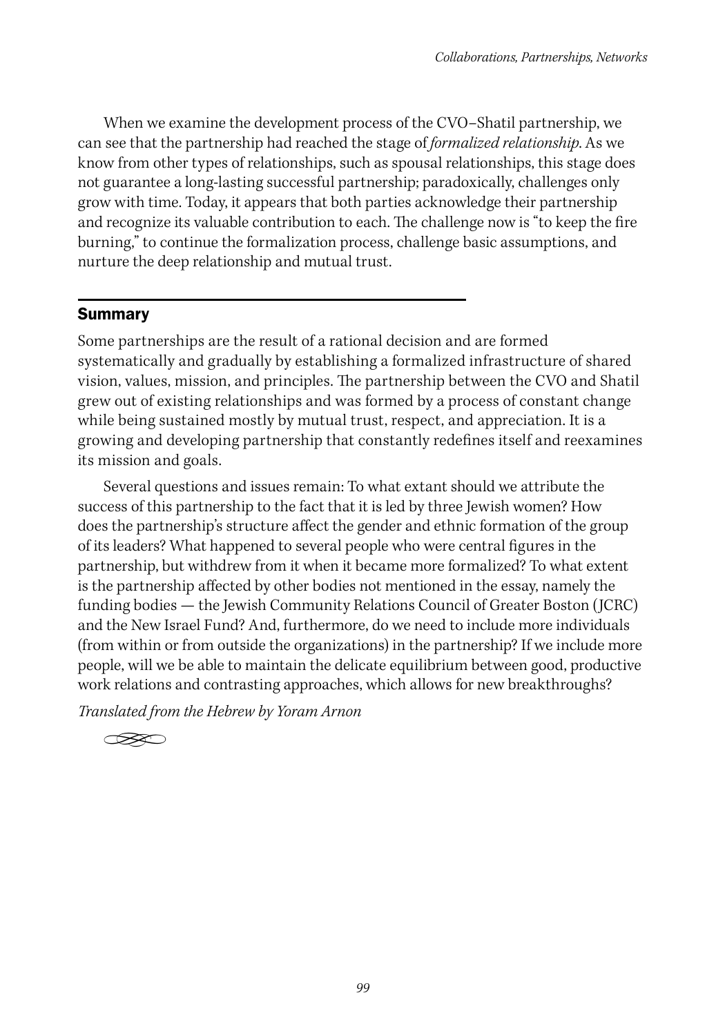When we examine the development process of the CVO–Shatil partnership, we can see that the partnership had reached the stage of *formalized relationship*. As we know from other types of relationships, such as spousal relationships, this stage does not guarantee a long-lasting successful partnership; paradoxically, challenges only grow with time. Today, it appears that both parties acknowledge their partnership and recognize its valuable contribution to each. The challenge now is "to keep the fire burning," to continue the formalization process, challenge basic assumptions, and nurture the deep relationship and mutual trust.

## Summary

Some partnerships are the result of a rational decision and are formed systematically and gradually by establishing a formalized infrastructure of shared vision, values, mission, and principles. The partnership between the CVO and Shatil grew out of existing relationships and was formed by a process of constant change while being sustained mostly by mutual trust, respect, and appreciation. It is a growing and developing partnership that constantly redefines itself and reexamines its mission and goals.

Several questions and issues remain: To what extant should we attribute the success of this partnership to the fact that it is led by three Jewish women? How does the partnership's structure affect the gender and ethnic formation of the group of its leaders? What happened to several people who were central figures in the partnership, but withdrew from it when it became more formalized? To what extent is the partnership affected by other bodies not mentioned in the essay, namely the funding bodies — the Jewish Community Relations Council of Greater Boston (JCRC) and the New Israel Fund? And, furthermore, do we need to include more individuals (from within or from outside the organizations) in the partnership? If we include more people, will we be able to maintain the delicate equilibrium between good, productive work relations and contrasting approaches, which allows for new breakthroughs?

*Translated from the Hebrew by Yoram Arnon*